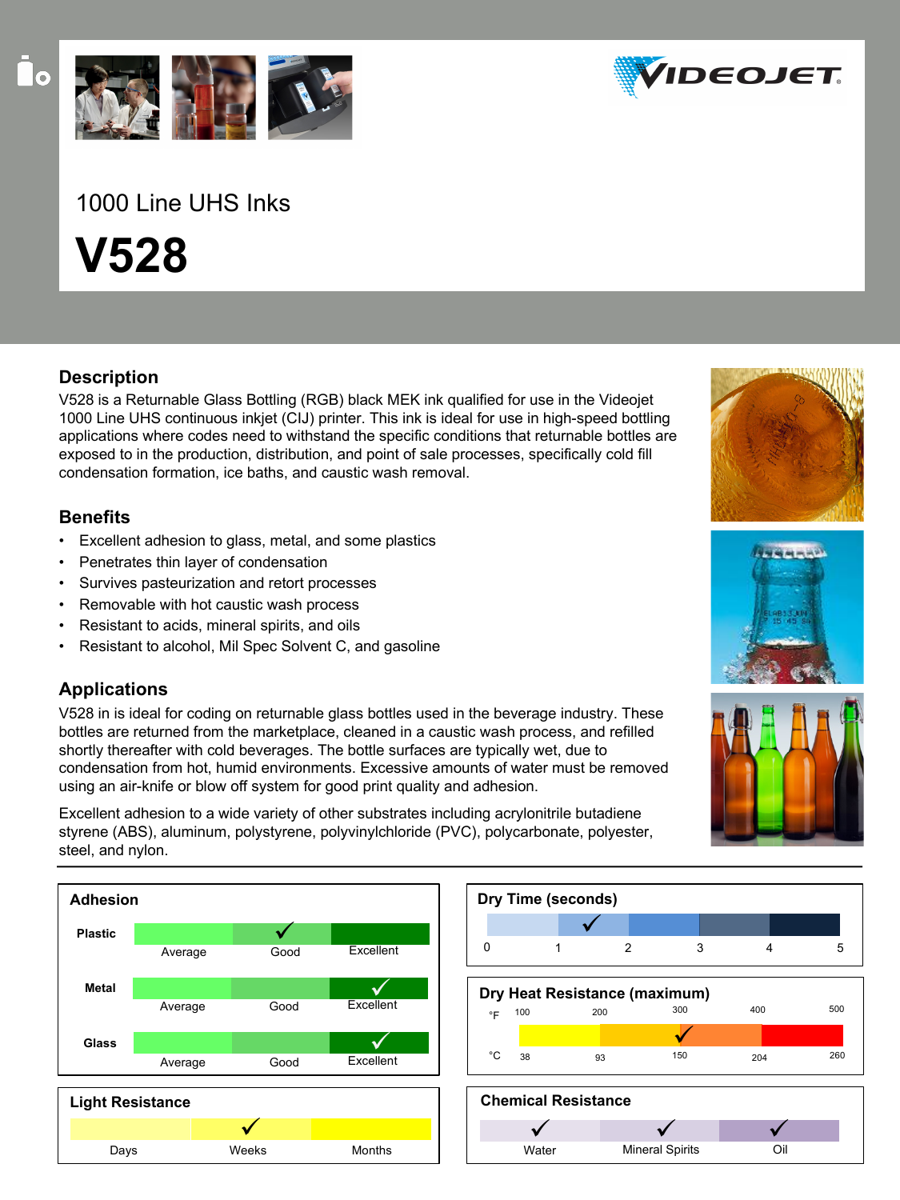1000 Line UHS Inks

# V528

## Description

V528 is a Returnable Glass Bottling (RGB) black MEK ink qualified for use in the Videojet 1000 Line UHS continuous inkjet (CIJ) printer. This ink is ideal for use in high-speed bottling applications where codes need to withstand the specific conditions that returnable bottles are exposed to in the production, distribution, and point of sale processes, specifically cold fill condensation formation, ice baths, and caustic wash removal.

## Benefits

- Excellent adhesion to glass, metal, and some plastics
- Penetrates thin layer of condensation
- Survives pasteurization and retort processes
- Removable with hot caustic wash process
- Resistant to acids, mineral spirits, and oils
- Resistant to alcohol, Mil Spec Solvent C, and gasoline

## Applications

V528 in is ideal for coding on returnable glass bottles used in the beverage industry. These bottles are returned from the marketplace, cleaned in a caustic wash process, and refilled shortly thereafter with cold beverages. The bottle surfaces are typically wet, due to condensation from hot, humid environments. Excessive amounts of water must be removed using an air-knife or blow off system for good print quality and adhesion.

Excellent adhesion to a wide variety of other substrates including acrylonitrile butadiene styrene (ABS), aluminum, polystyrene, polyvinylchloride (PVC), polycarbonate, polyester, steel, and nylon.

### Adhesion

| | Average | Good | Excellent |
|---|---|---|---|
| Plastic | | ✓ | |
| Metal | | | ✓ |
| Glass | | | ✓ |

### Dry Time (seconds)

0 – 1 – 2 – 3 – 4 – 5

✓ between 1 and 2

### Dry Heat Resistance (maximum)

| °F | 100 | 200 | 300 | 400 | 500 |
|---|---|---|---|---|---|
| °C | 38 | 93 | 150 | 204 | 260 |

✓ at approximately 300 °F / 150 °C

### Light Resistance

| Days | Weeks | Months |
|---|---|---|
| | ✓ | |

### Chemical Resistance

| Water | Mineral Spirits | Oil |
|---|---|---|
| ✓ | ✓ | ✓ |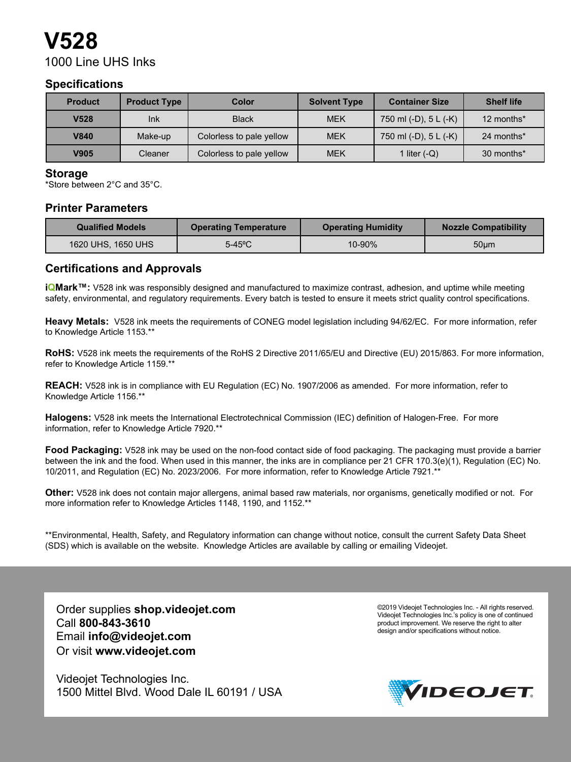# V528

1000 Line UHS Inks

## Specifications

| Product | Product Type | Color | Solvent Type | Container Size | Shelf life |
|---|---|---|---|---|---|
| **V528** | Ink | Black | MEK | 750 ml (-D), 5 L (-K) | 12 months* |
| **V840** | Make-up | Colorless to pale yellow | MEK | 750 ml (-D), 5 L (-K) | 24 months* |
| **V905** | Cleaner | Colorless to pale yellow | MEK | 1 liter (-Q) | 30 months* |

## Storage

*Store between 2°C and 35°C.

## Printer Parameters

| Qualified Models | Operating Temperature | Operating Humidity | Nozzle Compatibility |
|---|---|---|---|
| 1620 UHS, 1650 UHS | 5-45ºC | 10-90% | 50µm |

## Certifications and Approvals

**iQMark™:** V528 ink was responsibly designed and manufactured to maximize contrast, adhesion, and uptime while meeting safety, environmental, and regulatory requirements. Every batch is tested to ensure it meets strict quality control specifications.

**Heavy Metals:** V528 ink meets the requirements of CONEG model legislation including 94/62/EC. For more information, refer to Knowledge Article 1153.**

**RoHS:** V528 ink meets the requirements of the RoHS 2 Directive 2011/65/EU and Directive (EU) 2015/863. For more information, refer to Knowledge Article 1159.**

**REACH:** V528 ink is in compliance with EU Regulation (EC) No. 1907/2006 as amended. For more information, refer to Knowledge Article 1156.**

**Halogens:** V528 ink meets the International Electrotechnical Commission (IEC) definition of Halogen-Free. For more information, refer to Knowledge Article 7920.**

**Food Packaging:** V528 ink may be used on the non-food contact side of food packaging. The packaging must provide a barrier between the ink and the food. When used in this manner, the inks are in compliance per 21 CFR 170.3(e)(1), Regulation (EC) No. 10/2011, and Regulation (EC) No. 2023/2006. For more information, refer to Knowledge Article 7921.**

**Other:** V528 ink does not contain major allergens, animal based raw materials, nor organisms, genetically modified or not. For more information refer to Knowledge Articles 1148, 1190, and 1152.**

**Environmental, Health, Safety, and Regulatory information can change without notice, consult the current Safety Data Sheet (SDS) which is available on the website. Knowledge Articles are available by calling or emailing Videojet.

Order supplies **shop.videojet.com**
Call **800-843-3610**
Email **info@videojet.com**
Or visit **www.videojet.com**

Videojet Technologies Inc.
1500 Mittel Blvd. Wood Dale IL 60191 / USA

©2019 Videojet Technologies Inc. - All rights reserved. Videojet Technologies Inc.'s policy is one of continued product improvement. We reserve the right to alter design and/or specifications without notice.

VIDEOJET